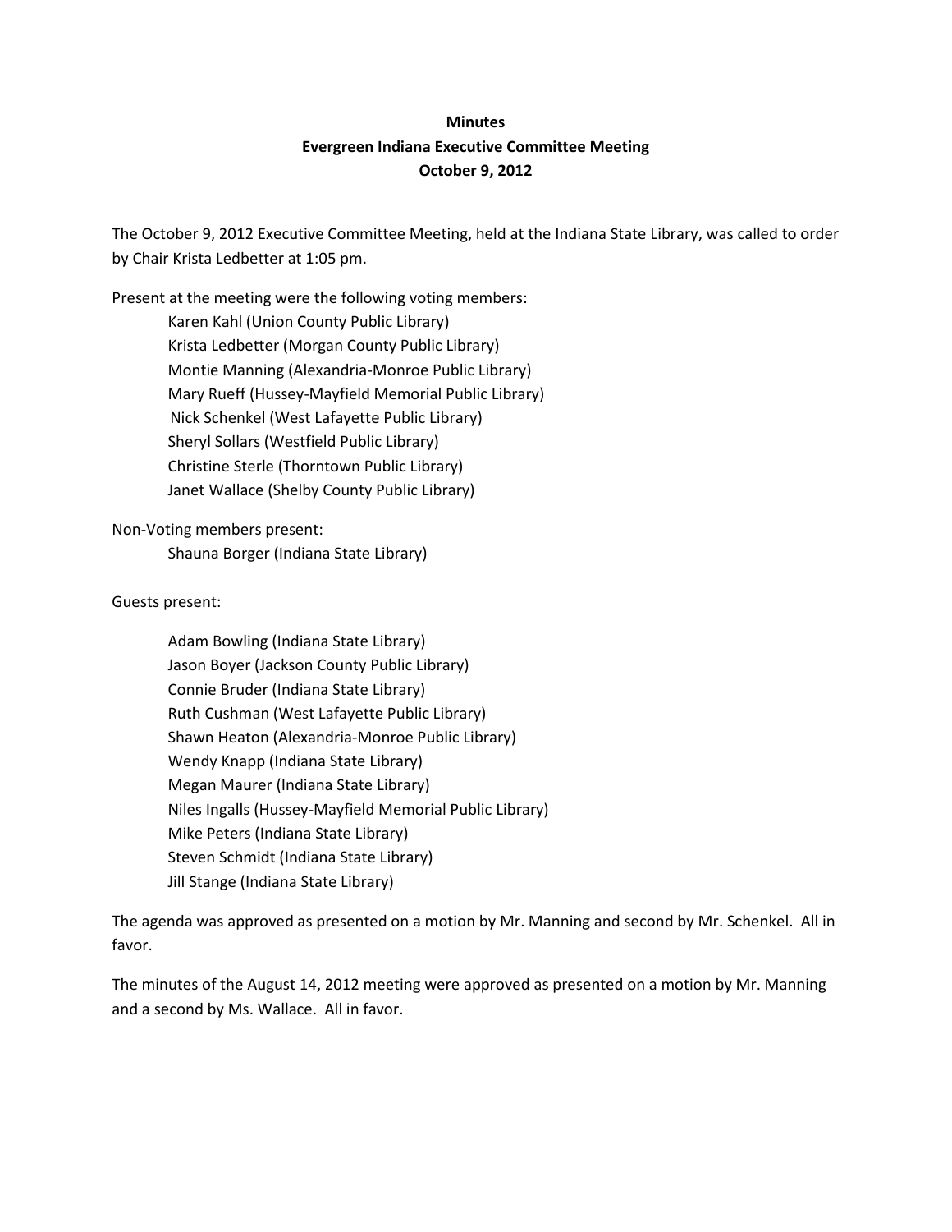**Minutes**

**Evergreen Indiana Executive Committee Meeting**

**October 9, 2012**

The October 9, 2012 Executive Committee Meeting, held at the Indiana State Library, was called to order by Chair Krista Ledbetter at 1:05 pm.

Present at the meeting were the following voting members:

Karen Kahl (Union County Public Library)
Krista Ledbetter (Morgan County Public Library)
Montie Manning (Alexandria-Monroe Public Library)
Mary Rueff (Hussey-Mayfield Memorial Public Library)
Nick Schenkel (West Lafayette Public Library)
Sheryl Sollars (Westfield Public Library)
Christine Sterle (Thorntown Public Library)
Janet Wallace (Shelby County Public Library)

Non-Voting members present:

Shauna Borger (Indiana State Library)

Guests present:

Adam Bowling (Indiana State Library)
Jason Boyer (Jackson County Public Library)
Connie Bruder (Indiana State Library)
Ruth Cushman (West Lafayette Public Library)
Shawn Heaton (Alexandria-Monroe Public Library)
Wendy Knapp (Indiana State Library)
Megan Maurer (Indiana State Library)
Niles Ingalls (Hussey-Mayfield Memorial Public Library)
Mike Peters (Indiana State Library)
Steven Schmidt (Indiana State Library)
Jill Stange (Indiana State Library)

The agenda was approved as presented on a motion by Mr. Manning and second by Mr. Schenkel. All in favor.

The minutes of the August 14, 2012 meeting were approved as presented on a motion by Mr. Manning and a second by Ms. Wallace. All in favor.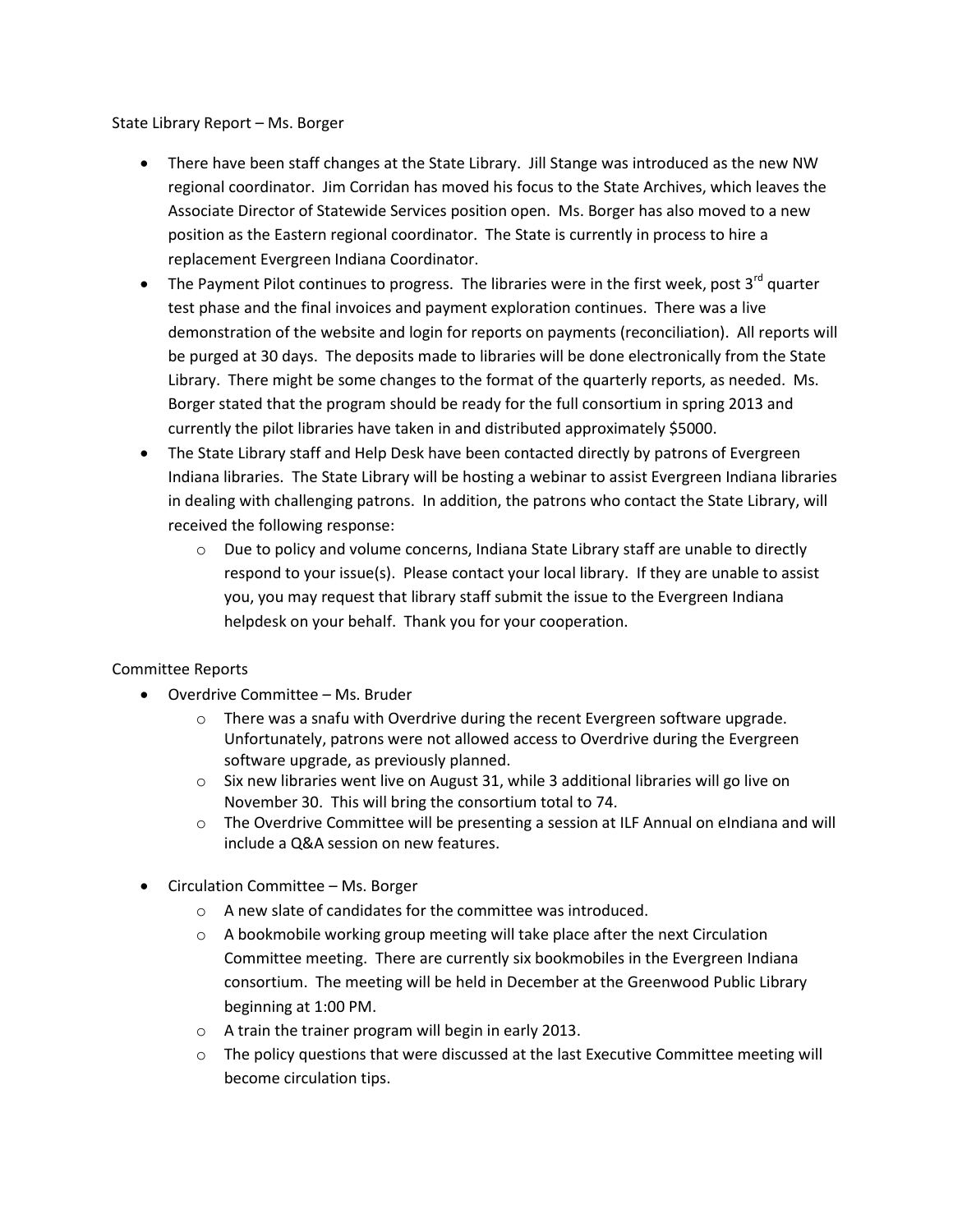State Library Report – Ms. Borger

- There have been staff changes at the State Library. Jill Stange was introduced as the new NW regional coordinator. Jim Corridan has moved his focus to the State Archives, which leaves the Associate Director of Statewide Services position open. Ms. Borger has also moved to a new position as the Eastern regional coordinator. The State is currently in process to hire a replacement Evergreen Indiana Coordinator.
- The Payment Pilot continues to progress. The libraries were in the first week, post 3rd quarter test phase and the final invoices and payment exploration continues. There was a live demonstration of the website and login for reports on payments (reconciliation). All reports will be purged at 30 days. The deposits made to libraries will be done electronically from the State Library. There might be some changes to the format of the quarterly reports, as needed. Ms. Borger stated that the program should be ready for the full consortium in spring 2013 and currently the pilot libraries have taken in and distributed approximately $5000.
- The State Library staff and Help Desk have been contacted directly by patrons of Evergreen Indiana libraries. The State Library will be hosting a webinar to assist Evergreen Indiana libraries in dealing with challenging patrons. In addition, the patrons who contact the State Library, will received the following response:
    - Due to policy and volume concerns, Indiana State Library staff are unable to directly respond to your issue(s). Please contact your local library. If they are unable to assist you, you may request that library staff submit the issue to the Evergreen Indiana helpdesk on your behalf. Thank you for your cooperation.

Committee Reports

- Overdrive Committee – Ms. Bruder
    - There was a snafu with Overdrive during the recent Evergreen software upgrade. Unfortunately, patrons were not allowed access to Overdrive during the Evergreen software upgrade, as previously planned.
    - Six new libraries went live on August 31, while 3 additional libraries will go live on November 30. This will bring the consortium total to 74.
    - The Overdrive Committee will be presenting a session at ILF Annual on eIndiana and will include a Q&A session on new features.
- Circulation Committee – Ms. Borger
    - A new slate of candidates for the committee was introduced.
    - A bookmobile working group meeting will take place after the next Circulation Committee meeting. There are currently six bookmobiles in the Evergreen Indiana consortium. The meeting will be held in December at the Greenwood Public Library beginning at 1:00 PM.
    - A train the trainer program will begin in early 2013.
    - The policy questions that were discussed at the last Executive Committee meeting will become circulation tips.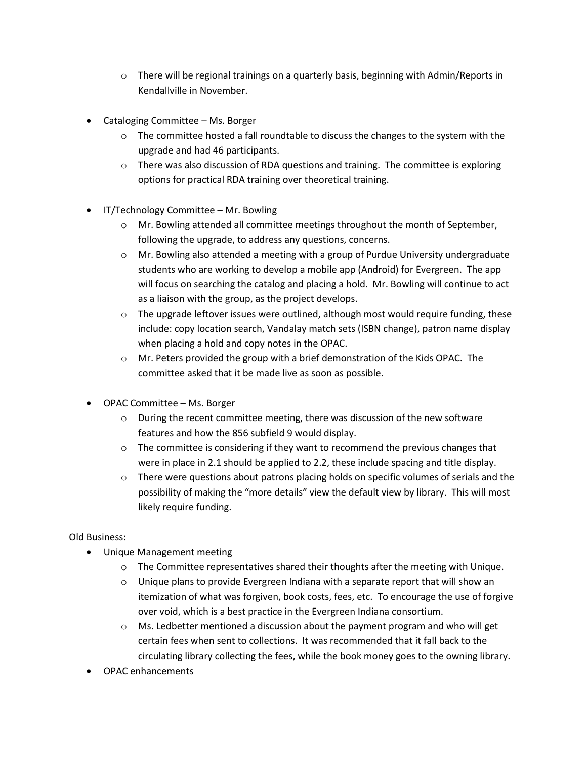- There will be regional trainings on a quarterly basis, beginning with Admin/Reports in Kendallville in November.

- Cataloging Committee – Ms. Borger
  - The committee hosted a fall roundtable to discuss the changes to the system with the upgrade and had 46 participants.
  - There was also discussion of RDA questions and training. The committee is exploring options for practical RDA training over theoretical training.

- IT/Technology Committee – Mr. Bowling
  - Mr. Bowling attended all committee meetings throughout the month of September, following the upgrade, to address any questions, concerns.
  - Mr. Bowling also attended a meeting with a group of Purdue University undergraduate students who are working to develop a mobile app (Android) for Evergreen. The app will focus on searching the catalog and placing a hold. Mr. Bowling will continue to act as a liaison with the group, as the project develops.
  - The upgrade leftover issues were outlined, although most would require funding, these include: copy location search, Vandalay match sets (ISBN change), patron name display when placing a hold and copy notes in the OPAC.
  - Mr. Peters provided the group with a brief demonstration of the Kids OPAC. The committee asked that it be made live as soon as possible.

- OPAC Committee – Ms. Borger
  - During the recent committee meeting, there was discussion of the new software features and how the 856 subfield 9 would display.
  - The committee is considering if they want to recommend the previous changes that were in place in 2.1 should be applied to 2.2, these include spacing and title display.
  - There were questions about patrons placing holds on specific volumes of serials and the possibility of making the "more details" view the default view by library. This will most likely require funding.

Old Business:

- Unique Management meeting
  - The Committee representatives shared their thoughts after the meeting with Unique.
  - Unique plans to provide Evergreen Indiana with a separate report that will show an itemization of what was forgiven, book costs, fees, etc. To encourage the use of forgive over void, which is a best practice in the Evergreen Indiana consortium.
  - Ms. Ledbetter mentioned a discussion about the payment program and who will get certain fees when sent to collections. It was recommended that it fall back to the circulating library collecting the fees, while the book money goes to the owning library.
- OPAC enhancements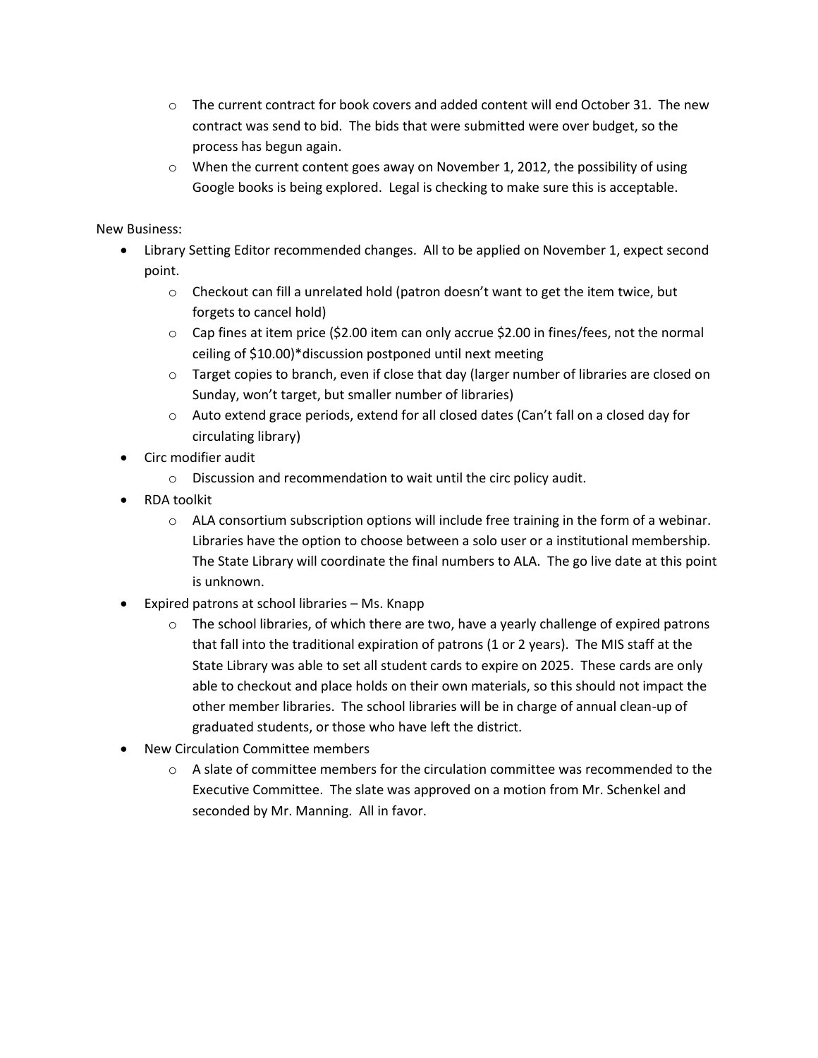- The current contract for book covers and added content will end October 31. The new contract was send to bid. The bids that were submitted were over budget, so the process has begun again.
  - When the current content goes away on November 1, 2012, the possibility of using Google books is being explored. Legal is checking to make sure this is acceptable.

New Business:

- Library Setting Editor recommended changes. All to be applied on November 1, expect second point.
  - Checkout can fill a unrelated hold (patron doesn't want to get the item twice, but forgets to cancel hold)
  - Cap fines at item price ($2.00 item can only accrue $2.00 in fines/fees, not the normal ceiling of $10.00)*discussion postponed until next meeting
  - Target copies to branch, even if close that day (larger number of libraries are closed on Sunday, won't target, but smaller number of libraries)
  - Auto extend grace periods, extend for all closed dates (Can't fall on a closed day for circulating library)
- Circ modifier audit
  - Discussion and recommendation to wait until the circ policy audit.
- RDA toolkit
  - ALA consortium subscription options will include free training in the form of a webinar. Libraries have the option to choose between a solo user or a institutional membership. The State Library will coordinate the final numbers to ALA. The go live date at this point is unknown.
- Expired patrons at school libraries – Ms. Knapp
  - The school libraries, of which there are two, have a yearly challenge of expired patrons that fall into the traditional expiration of patrons (1 or 2 years). The MIS staff at the State Library was able to set all student cards to expire on 2025. These cards are only able to checkout and place holds on their own materials, so this should not impact the other member libraries. The school libraries will be in charge of annual clean-up of graduated students, or those who have left the district.
- New Circulation Committee members
  - A slate of committee members for the circulation committee was recommended to the Executive Committee. The slate was approved on a motion from Mr. Schenkel and seconded by Mr. Manning. All in favor.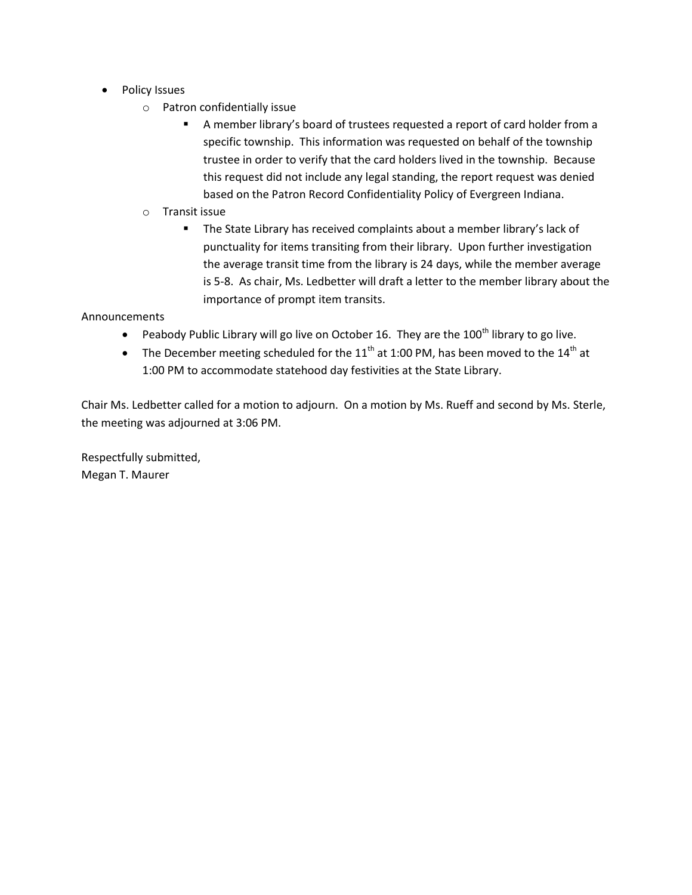- Policy Issues
    - Patron confidentially issue
        - A member library's board of trustees requested a report of card holder from a specific township. This information was requested on behalf of the township trustee in order to verify that the card holders lived in the township. Because this request did not include any legal standing, the report request was denied based on the Patron Record Confidentiality Policy of Evergreen Indiana.
    - Transit issue
        - The State Library has received complaints about a member library's lack of punctuality for items transiting from their library. Upon further investigation the average transit time from the library is 24 days, while the member average is 5-8. As chair, Ms. Ledbetter will draft a letter to the member library about the importance of prompt item transits.

Announcements

- Peabody Public Library will go live on October 16. They are the 100th library to go live.
- The December meeting scheduled for the 11th at 1:00 PM, has been moved to the 14th at 1:00 PM to accommodate statehood day festivities at the State Library.

Chair Ms. Ledbetter called for a motion to adjourn. On a motion by Ms. Rueff and second by Ms. Sterle, the meeting was adjourned at 3:06 PM.

Respectfully submitted,
Megan T. Maurer